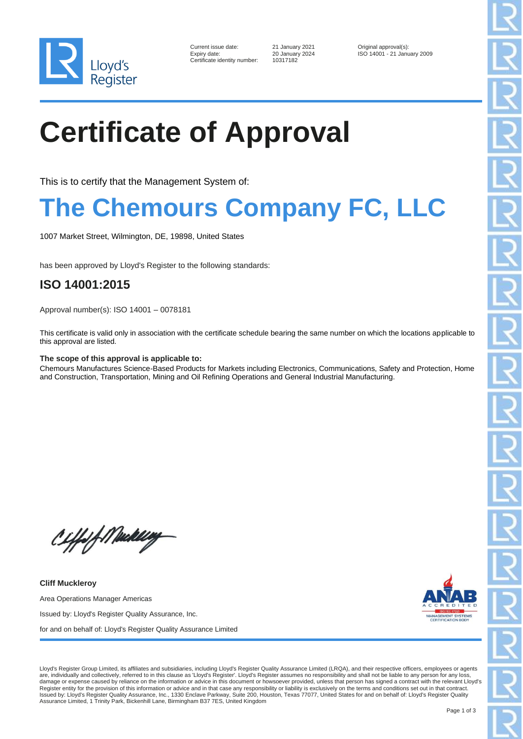Lloyd's Register

Current issue date: 21 January 2021
Expiry date: 20 January 2024
Certificate identity number: 10317182

Original approval(s):
ISO 14001 - 21 January 2009

# Certificate of Approval

This is to certify that the Management System of:

# The Chemours Company FC, LLC

1007 Market Street, Wilmington, DE, 19898, United States

has been approved by Lloyd's Register to the following standards:

## ISO 14001:2015

Approval number(s): ISO 14001 – 0078181

This certificate is valid only in association with the certificate schedule bearing the same number on which the locations applicable to this approval are listed.

**The scope of this approval is applicable to:**
Chemours Manufactures Science-Based Products for Markets including Electronics, Communications, Safety and Protection, Home and Construction, Transportation, Mining and Oil Refining Operations and General Industrial Manufacturing.

**Cliff Muckleroy**

Area Operations Manager Americas

Issued by: Lloyd's Register Quality Assurance, Inc.

for and on behalf of: Lloyd's Register Quality Assurance Limited

ANAB ACCREDITED ISO/IEC 17021 MANAGEMENT SYSTEMS CERTIFICATION BODY

Lloyd's Register Group Limited, its affiliates and subsidiaries, including Lloyd's Register Quality Assurance Limited (LRQA), and their respective officers, employees or agents are, individually and collectively, referred to in this clause as 'Lloyd's Register'. Lloyd's Register assumes no responsibility and shall not be liable to any person for any loss, damage or expense caused by reliance on the information or advice in this document or howsoever provided, unless that person has signed a contract with the relevant Lloyd's Register entity for the provision of this information or advice and in that case any responsibility or liability is exclusively on the terms and conditions set out in that contract.
Issued by: Lloyd's Register Quality Assurance, Inc., 1330 Enclave Parkway, Suite 200, Houston, Texas 77077, United States for and on behalf of: Lloyd's Register Quality Assurance Limited, 1 Trinity Park, Bickenhill Lane, Birmingham B37 7ES, United Kingdom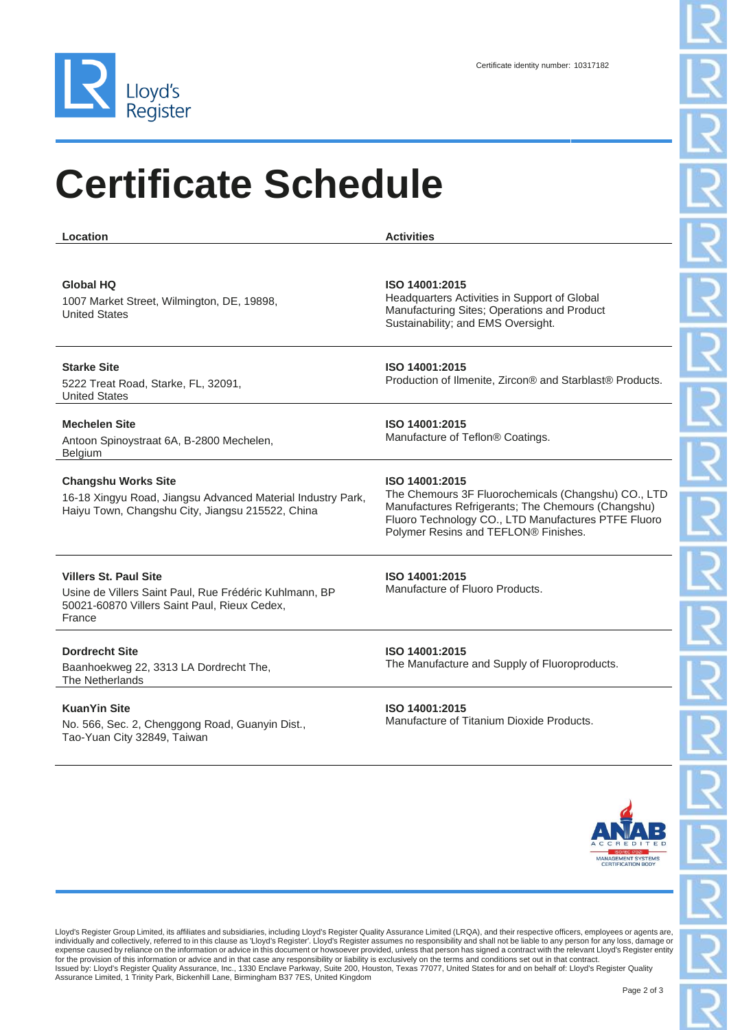Certificate identity number: 10317182

# Certificate Schedule

| Location | Activities |
|---|---|
| **Global HQ**<br>1007 Market Street, Wilmington, DE, 19898, United States | **ISO 14001:2015**<br>Headquarters Activities in Support of Global Manufacturing Sites; Operations and Product Sustainability; and EMS Oversight. |
| **Starke Site**<br>5222 Treat Road, Starke, FL, 32091, United States | **ISO 14001:2015**<br>Production of Ilmenite, Zircon® and Starblast® Products. |
| **Mechelen Site**<br>Antoon Spinoystraat 6A, B-2800 Mechelen, Belgium | **ISO 14001:2015**<br>Manufacture of Teflon® Coatings. |
| **Changshu Works Site**<br>16-18 Xingyu Road, Jiangsu Advanced Material Industry Park, Haiyu Town, Changshu City, Jiangsu 215522, China | **ISO 14001:2015**<br>The Chemours 3F Fluorochemicals (Changshu) CO., LTD Manufactures Refrigerants; The Chemours (Changshu) Fluoro Technology CO., LTD Manufactures PTFE Fluoro Polymer Resins and TEFLON® Finishes. |
| **Villers St. Paul Site**<br>Usine de Villers Saint Paul, Rue Frédéric Kuhlmann, BP 50021-60870 Villers Saint Paul, Rieux Cedex, France | **ISO 14001:2015**<br>Manufacture of Fluoro Products. |
| **Dordrecht Site**<br>Baanhoekweg 22, 3313 LA Dordrecht The, The Netherlands | **ISO 14001:2015**<br>The Manufacture and Supply of Fluoroproducts. |
| **KuanYin Site**<br>No. 566, Sec. 2, Chenggong Road, Guanyin Dist., Tao-Yuan City 32849, Taiwan | **ISO 14001:2015**<br>Manufacture of Titanium Dioxide Products. |

Lloyd's Register Group Limited, its affiliates and subsidiaries, including Lloyd's Register Quality Assurance Limited (LRQA), and their respective officers, employees or agents are, individually and collectively, referred to in this clause as 'Lloyd's Register'. Lloyd's Register assumes no responsibility and shall not be liable to any person for any loss, damage or expense caused by reliance on the information or advice in this document or howsoever provided, unless that person has signed a contract with the relevant Lloyd's Register entity for the provision of this information or advice and in that case any responsibility or liability is exclusively on the terms and conditions set out in that contract.
Issued by: Lloyd's Register Quality Assurance, Inc., 1330 Enclave Parkway, Suite 200, Houston, Texas 77077, United States for and on behalf of: Lloyd's Register Quality Assurance Limited, 1 Trinity Park, Bickenhill Lane, Birmingham B37 7ES, United Kingdom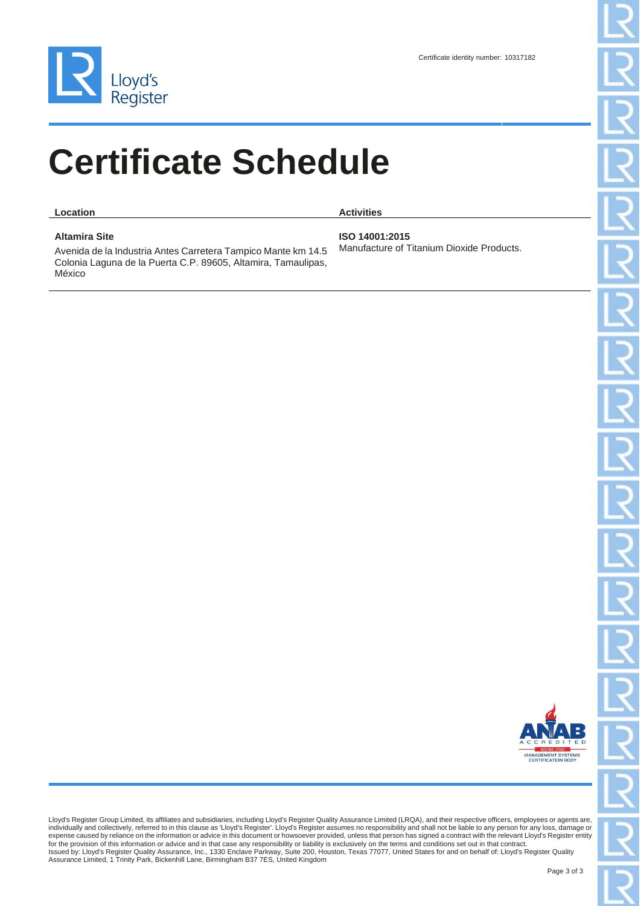Certificate identity number: 10317182

# Certificate Schedule

| Location | Activities |
| --- | --- |
| **Altamira Site**<br>Avenida de la Industria Antes Carretera Tampico Mante km 14.5 Colonia Laguna de la Puerta C.P. 89605, Altamira, Tamaulipas, México | **ISO 14001:2015**<br>Manufacture of Titanium Dioxide Products. |

Lloyd's Register Group Limited, its affiliates and subsidiaries, including Lloyd's Register Quality Assurance Limited (LRQA), and their respective officers, employees or agents are, individually and collectively, referred to in this clause as 'Lloyd's Register'. Lloyd's Register assumes no responsibility and shall not be liable to any person for any loss, damage or expense caused by reliance on the information or advice in this document or howsoever provided, unless that person has signed a contract with the relevant Lloyd's Register entity for the provision of this information or advice and in that case any responsibility or liability is exclusively on the terms and conditions set out in that contract.
Issued by: Lloyd's Register Quality Assurance, Inc., 1330 Enclave Parkway, Suite 200, Houston, Texas 77077, United States for and on behalf of: Lloyd's Register Quality Assurance Limited, 1 Trinity Park, Bickenhill Lane, Birmingham B37 7ES, United Kingdom